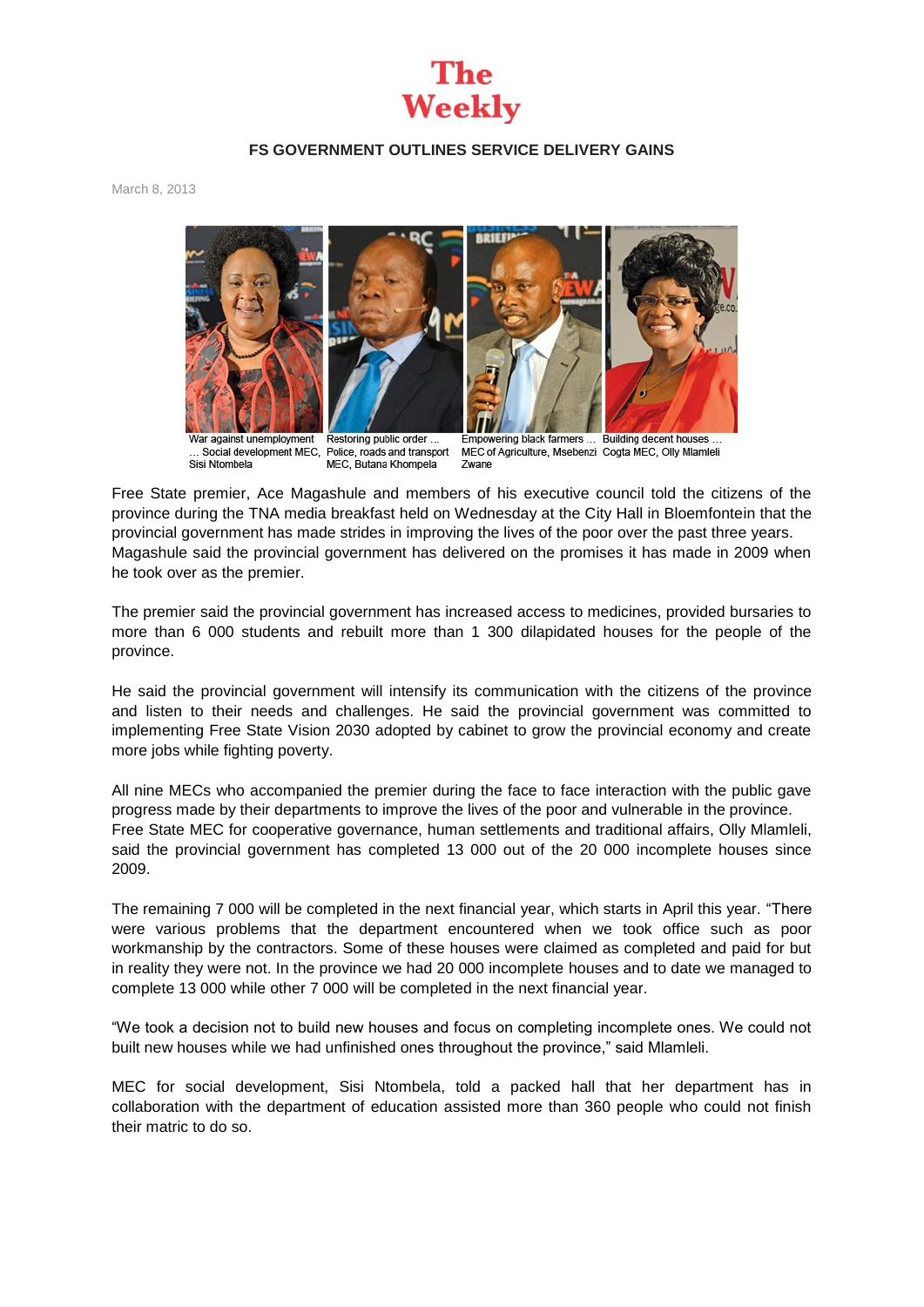# The Weekly

## FS GOVERNMENT OUTLINES SERVICE DELIVERY GAINS

March 8, 2013

War against unemployment … Social development MEC, Sisi Ntombela

Restoring public order … Police, roads and transport MEC, Butana Khompela

Empowering black farmers … MEC of Agriculture, Msebenzi Zwane

Building decent houses … Cogta MEC, Olly Mlamleli

Free State premier, Ace Magashule and members of his executive council told the citizens of the province during the TNA media breakfast held on Wednesday at the City Hall in Bloemfontein that the provincial government has made strides in improving the lives of the poor over the past three years. Magashule said the provincial government has delivered on the promises it has made in 2009 when he took over as the premier.

The premier said the provincial government has increased access to medicines, provided bursaries to more than 6 000 students and rebuilt more than 1 300 dilapidated houses for the people of the province.

He said the provincial government will intensify its communication with the citizens of the province and listen to their needs and challenges. He said the provincial government was committed to implementing Free State Vision 2030 adopted by cabinet to grow the provincial economy and create more jobs while fighting poverty.

All nine MECs who accompanied the premier during the face to face interaction with the public gave progress made by their departments to improve the lives of the poor and vulnerable in the province. Free State MEC for cooperative governance, human settlements and traditional affairs, Olly Mlamleli, said the provincial government has completed 13 000 out of the 20 000 incomplete houses since 2009.

The remaining 7 000 will be completed in the next financial year, which starts in April this year. "There were various problems that the department encountered when we took office such as poor workmanship by the contractors. Some of these houses were claimed as completed and paid for but in reality they were not. In the province we had 20 000 incomplete houses and to date we managed to complete 13 000 while other 7 000 will be completed in the next financial year.

"We took a decision not to build new houses and focus on completing incomplete ones. We could not built new houses while we had unfinished ones throughout the province," said Mlamleli.

MEC for social development, Sisi Ntombela, told a packed hall that her department has in collaboration with the department of education assisted more than 360 people who could not finish their matric to do so.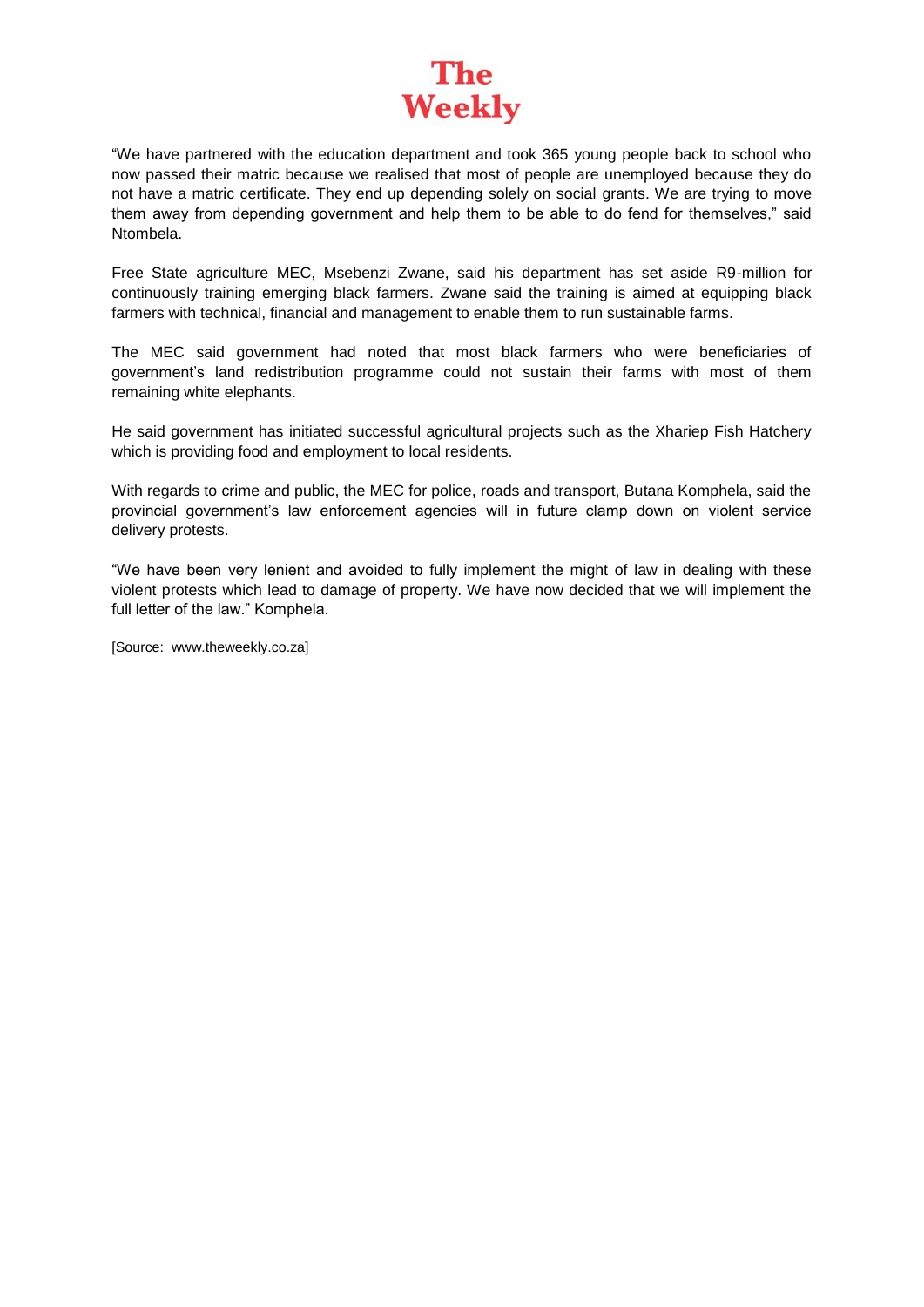"We have partnered with the education department and took 365 young people back to school who now passed their matric because we realised that most of people are unemployed because they do not have a matric certificate. They end up depending solely on social grants. We are trying to move them away from depending government and help them to be able to do fend for themselves," said Ntombela.

Free State agriculture MEC, Msebenzi Zwane, said his department has set aside R9-million for continuously training emerging black farmers. Zwane said the training is aimed at equipping black farmers with technical, financial and management to enable them to run sustainable farms.

The MEC said government had noted that most black farmers who were beneficiaries of government's land redistribution programme could not sustain their farms with most of them remaining white elephants.

He said government has initiated successful agricultural projects such as the Xhariep Fish Hatchery which is providing food and employment to local residents.

With regards to crime and public, the MEC for police, roads and transport, Butana Komphela, said the provincial government's law enforcement agencies will in future clamp down on violent service delivery protests.

"We have been very lenient and avoided to fully implement the might of law in dealing with these violent protests which lead to damage of property. We have now decided that we will implement the full letter of the law." Komphela.

[Source: www.theweekly.co.za]